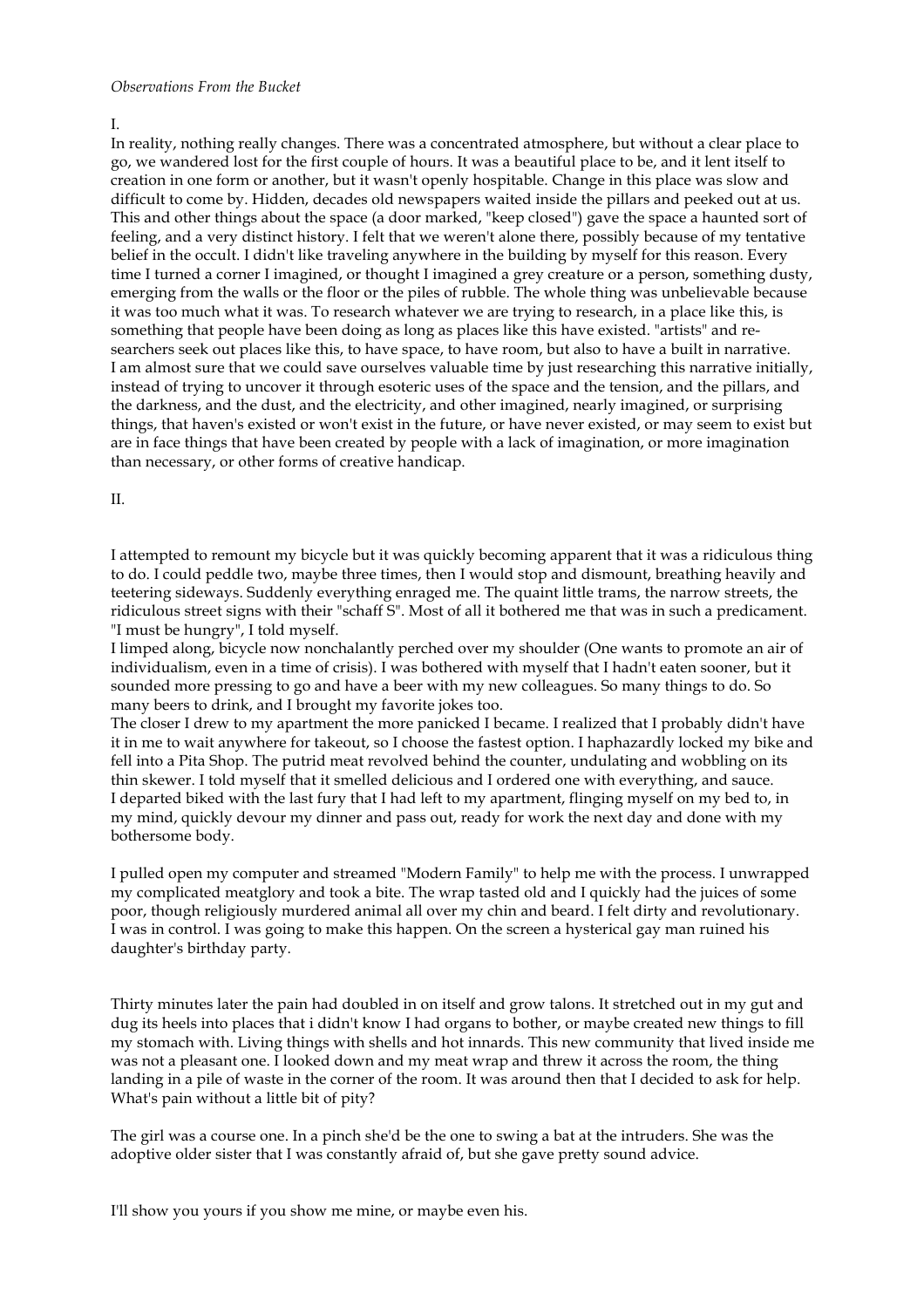*Observations From the Bucket*

I.

In reality, nothing really changes. There was a concentrated atmosphere, but without a clear place to go, we wandered lost for the first couple of hours. It was a beautiful place to be, and it lent itself to creation in one form or another, but it wasn't openly hospitable. Change in this place was slow and difficult to come by. Hidden, decades old newspapers waited inside the pillars and peeked out at us. This and other things about the space (a door marked, "keep closed") gave the space a haunted sort of feeling, and a very distinct history. I felt that we weren't alone there, possibly because of my tentative belief in the occult. I didn't like traveling anywhere in the building by myself for this reason. Every time I turned a corner I imagined, or thought I imagined a grey creature or a person, something dusty, emerging from the walls or the floor or the piles of rubble. The whole thing was unbelievable because it was too much what it was. To research whatever we are trying to research, in a place like this, is something that people have been doing as long as places like this have existed. "artists" and re-searchers seek out places like this, to have space, to have room, but also to have a built in narrative. I am almost sure that we could save ourselves valuable time by just researching this narrative initially, instead of trying to uncover it through esoteric uses of the space and the tension, and the pillars, and the darkness, and the dust, and the electricity, and other imagined, nearly imagined, or surprising things, that haven's existed or won't exist in the future, or have never existed, or may seem to exist but are in face things that have been created by people with a lack of imagination, or more imagination than necessary, or other forms of creative handicap.

II.

I attempted to remount my bicycle but it was quickly becoming apparent that it was a ridiculous thing to do. I could peddle two, maybe three times, then I would stop and dismount, breathing heavily and teetering sideways. Suddenly everything enraged me. The quaint little trams, the narrow streets, the ridiculous street signs with their "schaff S". Most of all it bothered me that was in such a predicament. "I must be hungry", I told myself.

I limped along, bicycle now nonchalantly perched over my shoulder (One wants to promote an air of individualism, even in a time of crisis). I was bothered with myself that I hadn't eaten sooner, but it sounded more pressing to go and have a beer with my new colleagues. So many things to do. So many beers to drink, and I brought my favorite jokes too.

The closer I drew to my apartment the more panicked I became. I realized that I probably didn't have it in me to wait anywhere for takeout, so I choose the fastest option. I haphazardly locked my bike and fell into a Pita Shop. The putrid meat revolved behind the counter, undulating and wobbling on its thin skewer. I told myself that it smelled delicious and I ordered one with everything, and sauce.

I departed biked with the last fury that I had left to my apartment, flinging myself on my bed to, in my mind, quickly devour my dinner and pass out, ready for work the next day and done with my bothersome body.

I pulled open my computer and streamed "Modern Family" to help me with the process. I unwrapped my complicated meatglory and took a bite. The wrap tasted old and I quickly had the juices of some poor, though religiously murdered animal all over my chin and beard. I felt dirty and revolutionary. I was in control. I was going to make this happen. On the screen a hysterical gay man ruined his daughter's birthday party.

Thirty minutes later the pain had doubled in on itself and grow talons. It stretched out in my gut and dug its heels into places that i didn't know I had organs to bother, or maybe created new things to fill my stomach with. Living things with shells and hot innards. This new community that lived inside me was not a pleasant one. I looked down and my meat wrap and threw it across the room, the thing landing in a pile of waste in the corner of the room. It was around then that I decided to ask for help. What's pain without a little bit of pity?

The girl was a course one. In a pinch she'd be the one to swing a bat at the intruders. She was the adoptive older sister that I was constantly afraid of, but she gave pretty sound advice.

I'll show you yours if you show me mine, or maybe even his.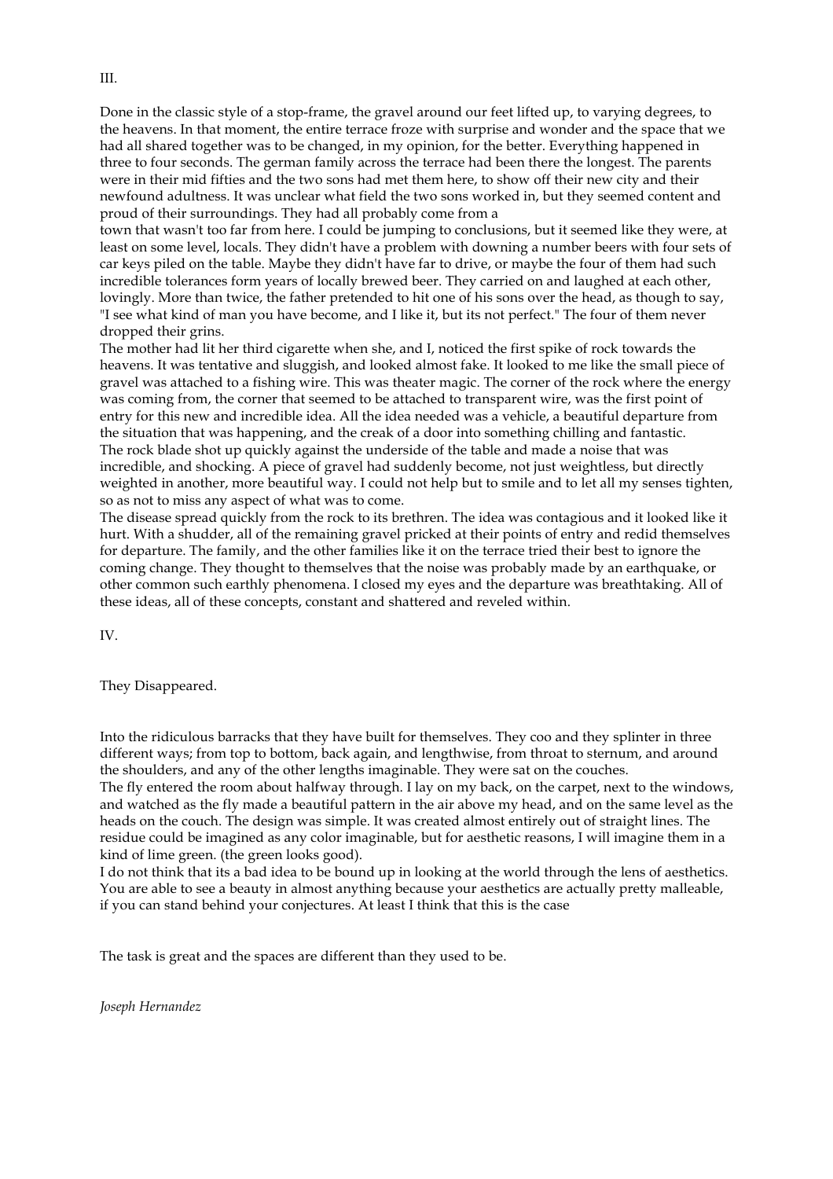III.

Done in the classic style of a stop-frame, the gravel around our feet lifted up, to varying degrees, to the heavens. In that moment, the entire terrace froze with surprise and wonder and the space that we had all shared together was to be changed, in my opinion, for the better. Everything happened in three to four seconds. The german family across the terrace had been there the longest. The parents were in their mid fifties and the two sons had met them here, to show off their new city and their newfound adultness. It was unclear what field the two sons worked in, but they seemed content and proud of their surroundings. They had all probably come from a town that wasn't too far from here. I could be jumping to conclusions, but it seemed like they were, at least on some level, locals. They didn't have a problem with downing a number beers with four sets of car keys piled on the table. Maybe they didn't have far to drive, or maybe the four of them had such incredible tolerances form years of locally brewed beer. They carried on and laughed at each other, lovingly. More than twice, the father pretended to hit one of his sons over the head, as though to say, "I see what kind of man you have become, and I like it, but its not perfect." The four of them never dropped their grins.

The mother had lit her third cigarette when she, and I, noticed the first spike of rock towards the heavens. It was tentative and sluggish, and looked almost fake. It looked to me like the small piece of gravel was attached to a fishing wire. This was theater magic. The corner of the rock where the energy was coming from, the corner that seemed to be attached to transparent wire, was the first point of entry for this new and incredible idea. All the idea needed was a vehicle, a beautiful departure from the situation that was happening, and the creak of a door into something chilling and fantastic.

The rock blade shot up quickly against the underside of the table and made a noise that was incredible, and shocking. A piece of gravel had suddenly become, not just weightless, but directly weighted in another, more beautiful way. I could not help but to smile and to let all my senses tighten, so as not to miss any aspect of what was to come.

The disease spread quickly from the rock to its brethren. The idea was contagious and it looked like it hurt. With a shudder, all of the remaining gravel pricked at their points of entry and redid themselves for departure. The family, and the other families like it on the terrace tried their best to ignore the coming change. They thought to themselves that the noise was probably made by an earthquake, or other common such earthly phenomena. I closed my eyes and the departure was breathtaking. All of these ideas, all of these concepts, constant and shattered and reveled within.

IV.

They Disappeared.

Into the ridiculous barracks that they have built for themselves. They coo and they splinter in three different ways; from top to bottom, back again, and lengthwise, from throat to sternum, and around the shoulders, and any of the other lengths imaginable. They were sat on the couches.

The fly entered the room about halfway through. I lay on my back, on the carpet, next to the windows, and watched as the fly made a beautiful pattern in the air above my head, and on the same level as the heads on the couch. The design was simple. It was created almost entirely out of straight lines. The residue could be imagined as any color imaginable, but for aesthetic reasons, I will imagine them in a kind of lime green. (the green looks good).

I do not think that its a bad idea to be bound up in looking at the world through the lens of aesthetics. You are able to see a beauty in almost anything because your aesthetics are actually pretty malleable, if you can stand behind your conjectures. At least I think that this is the case

The task is great and the spaces are different than they used to be.

*Joseph Hernandez*